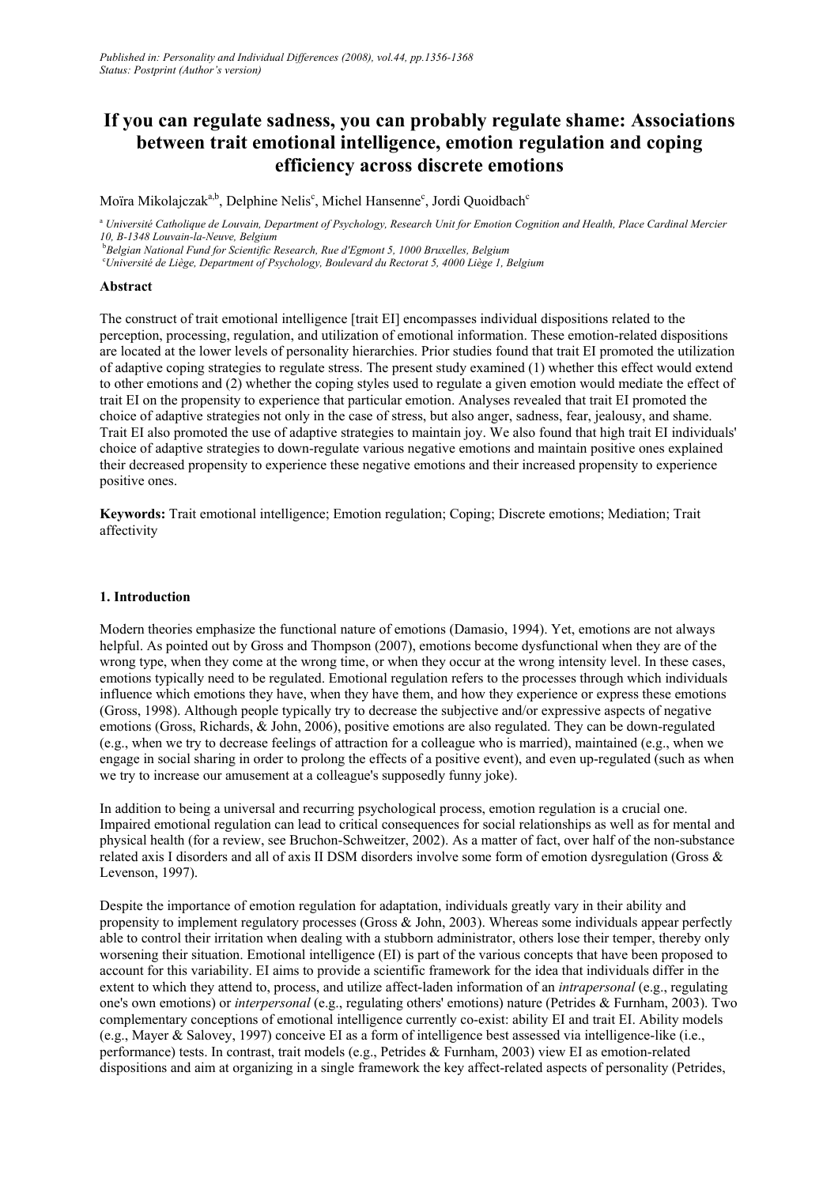*Published in: Personality and Individual Differences (2008), vol.44, pp.1356-1368*
*Status: Postprint (Author's version)*

# If you can regulate sadness, you can probably regulate shame: Associations between trait emotional intelligence, emotion regulation and coping efficiency across discrete emotions

Moïra Mikolajczak[a,b], Delphine Nelis[c], Michel Hansenne[c], Jordi Quoidbach[c]

[a] *Université Catholique de Louvain, Department of Psychology, Research Unit for Emotion Cognition and Health, Place Cardinal Mercier 10, B-1348 Louvain-la-Neuve, Belgium*
[b] *Belgian National Fund for Scientific Research, Rue d'Egmont 5, 1000 Bruxelles, Belgium*
[c] *Université de Liège, Department of Psychology, Boulevard du Rectorat 5, 4000 Liège 1, Belgium*

## Abstract

The construct of trait emotional intelligence [trait EI] encompasses individual dispositions related to the perception, processing, regulation, and utilization of emotional information. These emotion-related dispositions are located at the lower levels of personality hierarchies. Prior studies found that trait EI promoted the utilization of adaptive coping strategies to regulate stress. The present study examined (1) whether this effect would extend to other emotions and (2) whether the coping styles used to regulate a given emotion would mediate the effect of trait EI on the propensity to experience that particular emotion. Analyses revealed that trait EI promoted the choice of adaptive strategies not only in the case of stress, but also anger, sadness, fear, jealousy, and shame. Trait EI also promoted the use of adaptive strategies to maintain joy. We also found that high trait EI individuals' choice of adaptive strategies to down-regulate various negative emotions and maintain positive ones explained their decreased propensity to experience these negative emotions and their increased propensity to experience positive ones.

**Keywords:** Trait emotional intelligence; Emotion regulation; Coping; Discrete emotions; Mediation; Trait affectivity

## 1. Introduction

Modern theories emphasize the functional nature of emotions (Damasio, 1994). Yet, emotions are not always helpful. As pointed out by Gross and Thompson (2007), emotions become dysfunctional when they are of the wrong type, when they come at the wrong time, or when they occur at the wrong intensity level. In these cases, emotions typically need to be regulated. Emotional regulation refers to the processes through which individuals influence which emotions they have, when they have them, and how they experience or express these emotions (Gross, 1998). Although people typically try to decrease the subjective and/or expressive aspects of negative emotions (Gross, Richards, & John, 2006), positive emotions are also regulated. They can be down-regulated (e.g., when we try to decrease feelings of attraction for a colleague who is married), maintained (e.g., when we engage in social sharing in order to prolong the effects of a positive event), and even up-regulated (such as when we try to increase our amusement at a colleague's supposedly funny joke).

In addition to being a universal and recurring psychological process, emotion regulation is a crucial one. Impaired emotional regulation can lead to critical consequences for social relationships as well as for mental and physical health (for a review, see Bruchon-Schweitzer, 2002). As a matter of fact, over half of the non-substance related axis I disorders and all of axis II DSM disorders involve some form of emotion dysregulation (Gross & Levenson, 1997).

Despite the importance of emotion regulation for adaptation, individuals greatly vary in their ability and propensity to implement regulatory processes (Gross & John, 2003). Whereas some individuals appear perfectly able to control their irritation when dealing with a stubborn administrator, others lose their temper, thereby only worsening their situation. Emotional intelligence (EI) is part of the various concepts that have been proposed to account for this variability. EI aims to provide a scientific framework for the idea that individuals differ in the extent to which they attend to, process, and utilize affect-laden information of an *intrapersonal* (e.g., regulating one's own emotions) or *interpersonal* (e.g., regulating others' emotions) nature (Petrides & Furnham, 2003). Two complementary conceptions of emotional intelligence currently co-exist: ability EI and trait EI. Ability models (e.g., Mayer & Salovey, 1997) conceive EI as a form of intelligence best assessed via intelligence-like (i.e., performance) tests. In contrast, trait models (e.g., Petrides & Furnham, 2003) view EI as emotion-related dispositions and aim at organizing in a single framework the key affect-related aspects of personality (Petrides,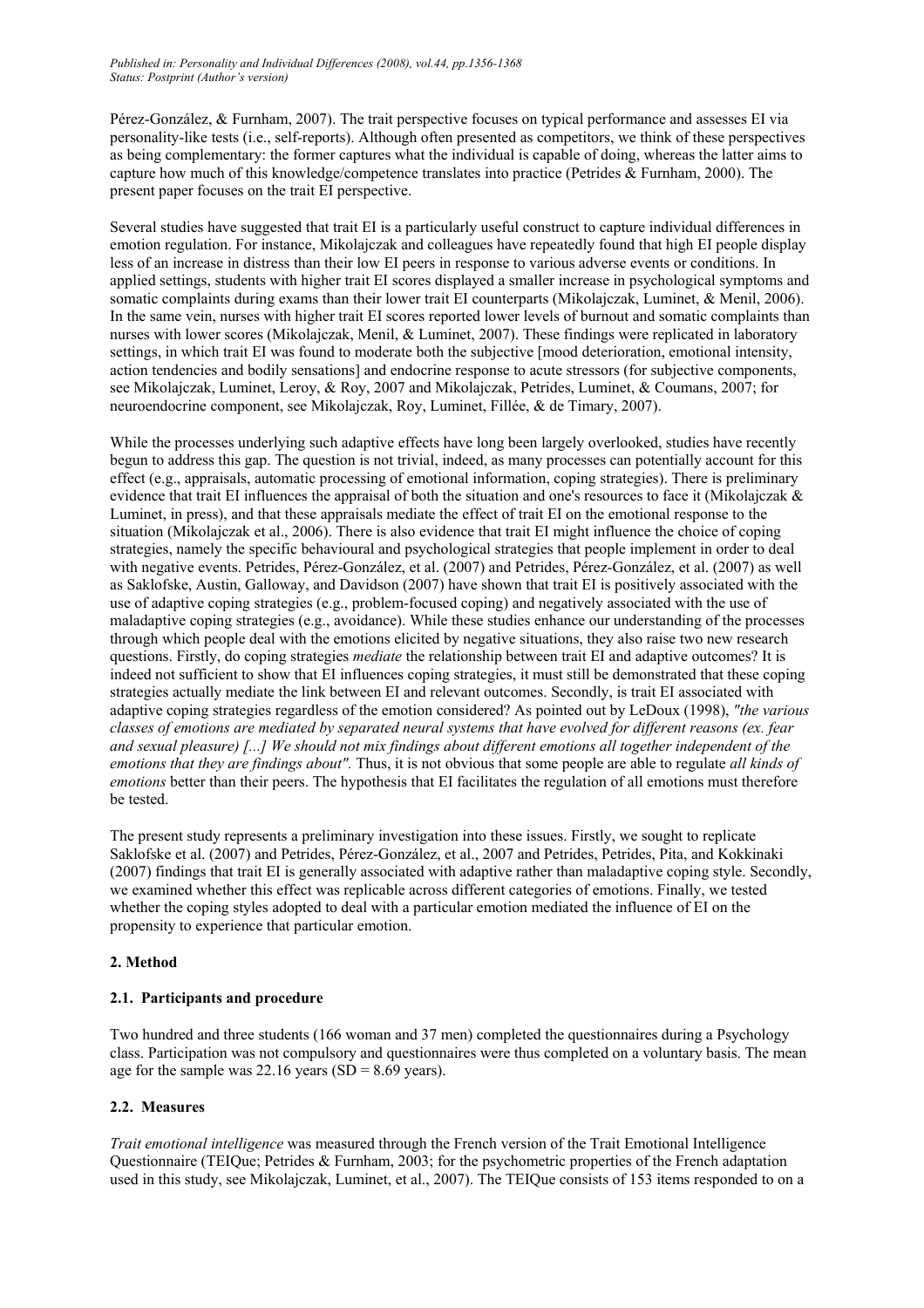Pérez-González, & Furnham, 2007). The trait perspective focuses on typical performance and assesses EI via personality-like tests (i.e., self-reports). Although often presented as competitors, we think of these perspectives as being complementary: the former captures what the individual is capable of doing, whereas the latter aims to capture how much of this knowledge/competence translates into practice (Petrides & Furnham, 2000). The present paper focuses on the trait EI perspective.

Several studies have suggested that trait EI is a particularly useful construct to capture individual differences in emotion regulation. For instance, Mikolajczak and colleagues have repeatedly found that high EI people display less of an increase in distress than their low EI peers in response to various adverse events or conditions. In applied settings, students with higher trait EI scores displayed a smaller increase in psychological symptoms and somatic complaints during exams than their lower trait EI counterparts (Mikolajczak, Luminet, & Menil, 2006). In the same vein, nurses with higher trait EI scores reported lower levels of burnout and somatic complaints than nurses with lower scores (Mikolajczak, Menil, & Luminet, 2007). These findings were replicated in laboratory settings, in which trait EI was found to moderate both the subjective [mood deterioration, emotional intensity, action tendencies and bodily sensations] and endocrine response to acute stressors (for subjective components, see Mikolajczak, Luminet, Leroy, & Roy, 2007 and Mikolajczak, Petrides, Luminet, & Coumans, 2007; for neuroendocrine component, see Mikolajczak, Roy, Luminet, Fillée, & de Timary, 2007).

While the processes underlying such adaptive effects have long been largely overlooked, studies have recently begun to address this gap. The question is not trivial, indeed, as many processes can potentially account for this effect (e.g., appraisals, automatic processing of emotional information, coping strategies). There is preliminary evidence that trait EI influences the appraisal of both the situation and one's resources to face it (Mikolajczak & Luminet, in press), and that these appraisals mediate the effect of trait EI on the emotional response to the situation (Mikolajczak et al., 2006). There is also evidence that trait EI might influence the choice of coping strategies, namely the specific behavioural and psychological strategies that people implement in order to deal with negative events. Petrides, Pérez-González, et al. (2007) and Petrides, Pérez-González, et al. (2007) as well as Saklofske, Austin, Galloway, and Davidson (2007) have shown that trait EI is positively associated with the use of adaptive coping strategies (e.g., problem-focused coping) and negatively associated with the use of maladaptive coping strategies (e.g., avoidance). While these studies enhance our understanding of the processes through which people deal with the emotions elicited by negative situations, they also raise two new research questions. Firstly, do coping strategies *mediate* the relationship between trait EI and adaptive outcomes? It is indeed not sufficient to show that EI influences coping strategies, it must still be demonstrated that these coping strategies actually mediate the link between EI and relevant outcomes. Secondly, is trait EI associated with adaptive coping strategies regardless of the emotion considered? As pointed out by LeDoux (1998), *"the various classes of emotions are mediated by separated neural systems that have evolved for different reasons (ex. fear and sexual pleasure) [...] We should not mix findings about different emotions all together independent of the emotions that they are findings about"*. Thus, it is not obvious that some people are able to regulate *all kinds of emotions* better than their peers. The hypothesis that EI facilitates the regulation of all emotions must therefore be tested.

The present study represents a preliminary investigation into these issues. Firstly, we sought to replicate Saklofske et al. (2007) and Petrides, Pérez-González, et al., 2007 and Petrides, Petrides, Pita, and Kokkinaki (2007) findings that trait EI is generally associated with adaptive rather than maladaptive coping style. Secondly, we examined whether this effect was replicable across different categories of emotions. Finally, we tested whether the coping styles adopted to deal with a particular emotion mediated the influence of EI on the propensity to experience that particular emotion.

## 2. Method

### 2.1. Participants and procedure

Two hundred and three students (166 woman and 37 men) completed the questionnaires during a Psychology class. Participation was not compulsory and questionnaires were thus completed on a voluntary basis. The mean age for the sample was 22.16 years (SD = 8.69 years).

### 2.2. Measures

*Trait emotional intelligence* was measured through the French version of the Trait Emotional Intelligence Questionnaire (TEIQue; Petrides & Furnham, 2003; for the psychometric properties of the French adaptation used in this study, see Mikolajczak, Luminet, et al., 2007). The TEIQue consists of 153 items responded to on a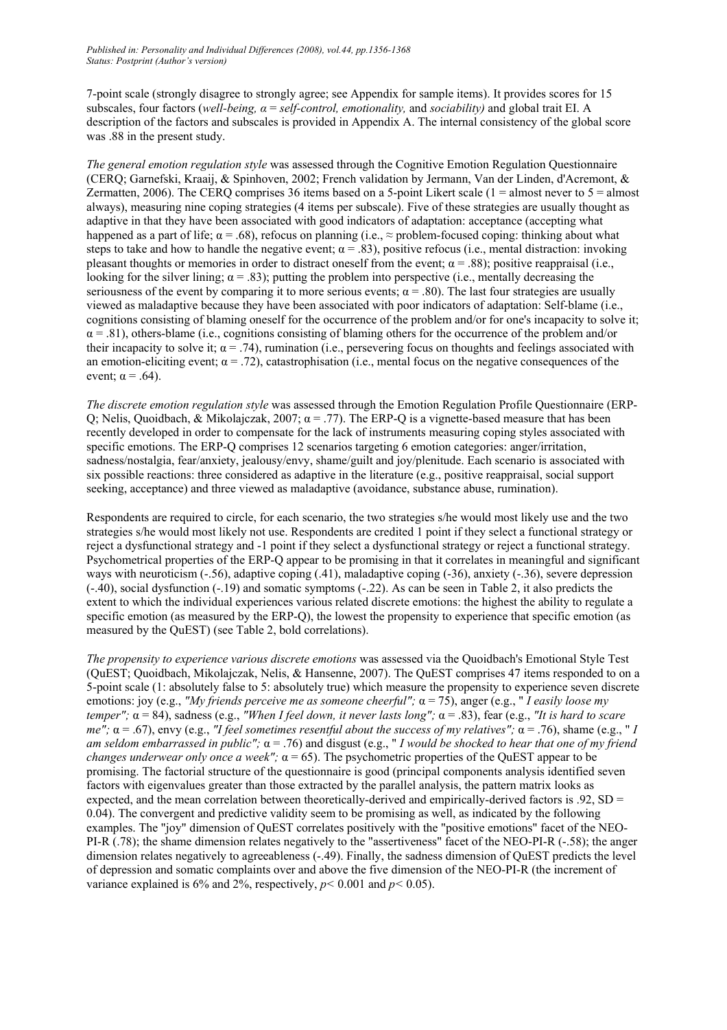7-point scale (strongly disagree to strongly agree; see Appendix for sample items). It provides scores for 15 subscales, four factors (*well-being, α = self-control, emotionality,* and *sociability)* and global trait EI. A description of the factors and subscales is provided in Appendix A. The internal consistency of the global score was .88 in the present study.

*The general emotion regulation style* was assessed through the Cognitive Emotion Regulation Questionnaire (CERQ; Garnefski, Kraaij, & Spinhoven, 2002; French validation by Jermann, Van der Linden, d'Acremont, & Zermatten, 2006). The CERQ comprises 36 items based on a 5-point Likert scale (1 = almost never to 5 = almost always), measuring nine coping strategies (4 items per subscale). Five of these strategies are usually thought as adaptive in that they have been associated with good indicators of adaptation: acceptance (accepting what happened as a part of life; α = .68), refocus on planning (i.e., ≈ problem-focused coping: thinking about what steps to take and how to handle the negative event; α = .83), positive refocus (i.e., mental distraction: invoking pleasant thoughts or memories in order to distract oneself from the event; α = .88); positive reappraisal (i.e., looking for the silver lining; α = .83); putting the problem into perspective (i.e., mentally decreasing the seriousness of the event by comparing it to more serious events; α = .80). The last four strategies are usually viewed as maladaptive because they have been associated with poor indicators of adaptation: Self-blame (i.e., cognitions consisting of blaming oneself for the occurrence of the problem and/or for one's incapacity to solve it; α = .81), others-blame (i.e., cognitions consisting of blaming others for the occurrence of the problem and/or their incapacity to solve it; α = .74), rumination (i.e., persevering focus on thoughts and feelings associated with an emotion-eliciting event; α = .72), catastrophisation (i.e., mental focus on the negative consequences of the event; α = .64).

*The discrete emotion regulation style* was assessed through the Emotion Regulation Profile Questionnaire (ERP-Q; Nelis, Quoidbach, & Mikolajczak, 2007; α = .77). The ERP-Q is a vignette-based measure that has been recently developed in order to compensate for the lack of instruments measuring coping styles associated with specific emotions. The ERP-Q comprises 12 scenarios targeting 6 emotion categories: anger/irritation, sadness/nostalgia, fear/anxiety, jealousy/envy, shame/guilt and joy/plenitude. Each scenario is associated with six possible reactions: three considered as adaptive in the literature (e.g., positive reappraisal, social support seeking, acceptance) and three viewed as maladaptive (avoidance, substance abuse, rumination).

Respondents are required to circle, for each scenario, the two strategies s/he would most likely use and the two strategies s/he would most likely not use. Respondents are credited 1 point if they select a functional strategy or reject a dysfunctional strategy and -1 point if they select a dysfunctional strategy or reject a functional strategy. Psychometrical properties of the ERP-Q appear to be promising in that it correlates in meaningful and significant ways with neuroticism (-.56), adaptive coping (.41), maladaptive coping (-36), anxiety (-.36), severe depression (-.40), social dysfunction (-.19) and somatic symptoms (-.22). As can be seen in Table 2, it also predicts the extent to which the individual experiences various related discrete emotions: the highest the ability to regulate a specific emotion (as measured by the ERP-Q), the lowest the propensity to experience that specific emotion (as measured by the QuEST) (see Table 2, bold correlations).

*The propensity to experience various discrete emotions* was assessed via the Quoidbach's Emotional Style Test (QuEST; Quoidbach, Mikolajczak, Nelis, & Hansenne, 2007). The QuEST comprises 47 items responded to on a 5-point scale (1: absolutely false to 5: absolutely true) which measure the propensity to experience seven discrete emotions: joy (e.g., *"My friends perceive me as someone cheerful";* α = 75), anger (e.g., " *I easily loose my temper";* α = 84), sadness (e.g., *"When I feel down, it never lasts long";* α = .83), fear (e.g., *"It is hard to scare me";* α = .67), envy (e.g., *"I feel sometimes resentful about the success of my relatives";* α = .76), shame (e.g., " *I am seldom embarrassed in public";* α = .76) and disgust (e.g., " *I would be shocked to hear that one of my friend changes underwear only once a week";* α = 65). The psychometric properties of the QuEST appear to be promising. The factorial structure of the questionnaire is good (principal components analysis identified seven factors with eigenvalues greater than those extracted by the parallel analysis, the pattern matrix looks as expected, and the mean correlation between theoretically-derived and empirically-derived factors is .92, SD = 0.04). The convergent and predictive validity seem to be promising as well, as indicated by the following examples. The "joy" dimension of QuEST correlates positively with the "positive emotions" facet of the NEO-PI-R (.78); the shame dimension relates negatively to the "assertiveness" facet of the NEO-PI-R (-.58); the anger dimension relates negatively to agreeableness (-.49). Finally, the sadness dimension of QuEST predicts the level of depression and somatic complaints over and above the five dimension of the NEO-PI-R (the increment of variance explained is 6% and 2%, respectively, $p < 0.001$ and $p < 0.05$).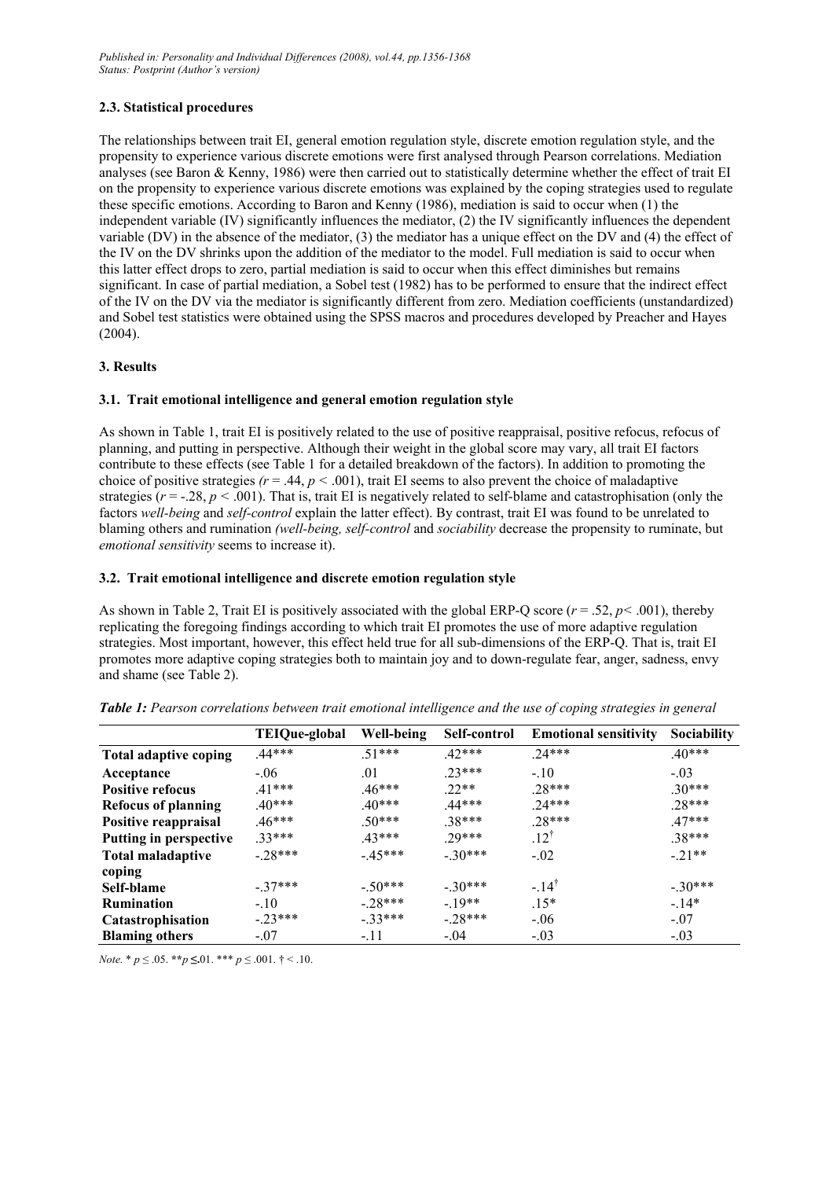## 2.3. Statistical procedures

The relationships between trait EI, general emotion regulation style, discrete emotion regulation style, and the propensity to experience various discrete emotions were first analysed through Pearson correlations. Mediation analyses (see Baron & Kenny, 1986) were then carried out to statistically determine whether the effect of trait EI on the propensity to experience various discrete emotions was explained by the coping strategies used to regulate these specific emotions. According to Baron and Kenny (1986), mediation is said to occur when (1) the independent variable (IV) significantly influences the mediator, (2) the IV significantly influences the dependent variable (DV) in the absence of the mediator, (3) the mediator has a unique effect on the DV and (4) the effect of the IV on the DV shrinks upon the addition of the mediator to the model. Full mediation is said to occur when this latter effect drops to zero, partial mediation is said to occur when this effect diminishes but remains significant. In case of partial mediation, a Sobel test (1982) has to be performed to ensure that the indirect effect of the IV on the DV via the mediator is significantly different from zero. Mediation coefficients (unstandardized) and Sobel test statistics were obtained using the SPSS macros and procedures developed by Preacher and Hayes (2004).

# 3. Results

## 3.1. Trait emotional intelligence and general emotion regulation style

As shown in Table 1, trait EI is positively related to the use of positive reappraisal, positive refocus, refocus of planning, and putting in perspective. Although their weight in the global score may vary, all trait EI factors contribute to these effects (see Table 1 for a detailed breakdown of the factors). In addition to promoting the choice of positive strategies *(r* = .44, *p* < .001), trait EI seems to also prevent the choice of maladaptive strategies (*r* = -.28, *p* < .001). That is, trait EI is negatively related to self-blame and catastrophisation (only the factors *well-being* and *self-control* explain the latter effect). By contrast, trait EI was found to be unrelated to blaming others and rumination *(well-being, self-control* and *sociability* decrease the propensity to ruminate, but *emotional sensitivity* seems to increase it).

## 3.2. Trait emotional intelligence and discrete emotion regulation style

As shown in Table 2, Trait EI is positively associated with the global ERP-Q score (*r* = .52, *p*< .001), thereby replicating the foregoing findings according to which trait EI promotes the use of more adaptive regulation strategies. Most important, however, this effect held true for all sub-dimensions of the ERP-Q. That is, trait EI promotes more adaptive coping strategies both to maintain joy and to down-regulate fear, anger, sadness, envy and shame (see Table 2).

***Table 1:*** *Pearson correlations between trait emotional intelligence and the use of coping strategies in general*

| | TEIQue-global | Well-being | Self-control | Emotional sensitivity | Sociability |
|---|---|---|---|---|---|
| **Total adaptive coping** | .44*** | .51*** | .42*** | .24*** | .40*** |
| **Acceptance** | -.06 | .01 | .23*** | -.10 | -.03 |
| **Positive refocus** | .41*** | .46*** | .22** | .28*** | .30*** |
| **Refocus of planning** | .40*** | .40*** | .44*** | .24*** | .28*** |
| **Positive reappraisal** | .46*** | .50*** | .38*** | .28*** | .47*** |
| **Putting in perspective** | .33*** | .43*** | .29*** | .12$^{\dagger}$ | .38*** |
| **Total maladaptive coping** | -.28*** | -.45*** | -.30*** | -.02 | -.21** |
| **Self-blame** | -.37*** | -.50*** | -.30*** | -.14$^{\dagger}$ | -.30*** |
| **Rumination** | -.10 | -.28*** | -.19** | .15* | -.14* |
| **Catastrophisation** | -.23*** | -.33*** | -.28*** | -.06 | -.07 |
| **Blaming others** | -.07 | -.11 | -.04 | -.03 | -.03 |

*Note.* * *p* ≤ .05. ***p* ≤.01. *** *p* ≤ .001. † < .10.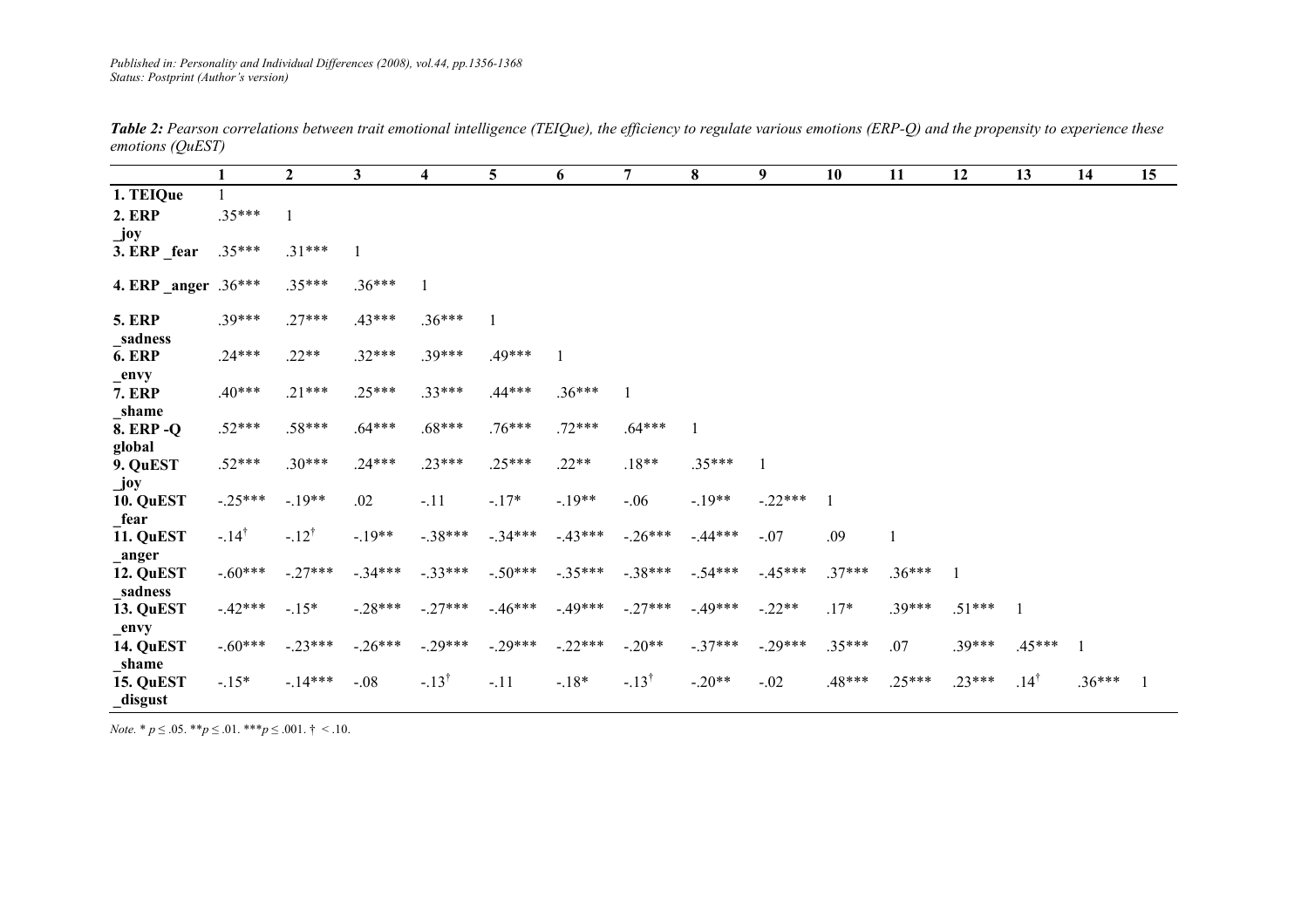*Table 2: Pearson correlations between trait emotional intelligence (TEIQue), the efficiency to regulate various emotions (ERP-Q) and the propensity to experience these emotions (QuEST)*

| | 1 | 2 | 3 | 4 | 5 | 6 | 7 | 8 | 9 | 10 | 11 | 12 | 13 | 14 | 15 |
|---|---|---|---|---|---|---|---|---|---|---|---|---|---|---|---|
| **1. TEIQue** | 1 | | | | | | | | | | | | | | |
| **2. ERP _joy** | .35*** | 1 | | | | | | | | | | | | | |
| **3. ERP _fear** | .35*** | .31*** | 1 | | | | | | | | | | | | |
| **4. ERP _anger** | .36*** | .35*** | .36*** | 1 | | | | | | | | | | | |
| **5. ERP _sadness** | .39*** | .27*** | .43*** | .36*** | 1 | | | | | | | | | | |
| **6. ERP _envy** | .24*** | .22** | .32*** | .39*** | .49*** | 1 | | | | | | | | | |
| **7. ERP _shame** | .40*** | .21*** | .25*** | .33*** | .44*** | .36*** | 1 | | | | | | | | |
| **8. ERP -Q global** | .52*** | .58*** | .64*** | .68*** | .76*** | .72*** | .64*** | 1 | | | | | | | |
| **9. QuEST _joy** | .52*** | .30*** | .24*** | .23*** | .25*** | .22** | .18** | .35*** | 1 | | | | | | |
| **10. QuEST _fear** | -.25*** | -.19** | .02 | -.11 | -.17* | -.19** | -.06 | -.19** | -.22*** | 1 | | | | | |
| **11. QuEST _anger** | -.14† | -.12† | -.19** | -.38*** | -.34*** | -.43*** | -.26*** | -.44*** | -.07 | .09 | 1 | | | | |
| **12. QuEST _sadness** | -.60*** | -.27*** | -.34*** | -.33*** | -.50*** | -.35*** | -.38*** | -.54*** | -.45*** | .37*** | .36*** | 1 | | | |
| **13. QuEST _envy** | -.42*** | -.15* | -.28*** | -.27*** | -.46*** | -.49*** | -.27*** | -.49*** | -.22** | .17* | .39*** | .51*** | 1 | | |
| **14. QuEST _shame** | -.60*** | -.23*** | -.26*** | -.29*** | -.29*** | -.22*** | -.20** | -.37*** | -.29*** | .35*** | .07 | .39*** | .45*** | 1 | |
| **15. QuEST _disgust** | -.15* | -.14*** | -.08 | -.13† | -.11 | -.18* | -.13† | -.20** | -.02 | .48*** | .25*** | .23*** | .14† | .36*** | 1 |

*Note.* * $p \leq .05$. ** $p \leq .01$. *** $p \leq .001$. † < .10.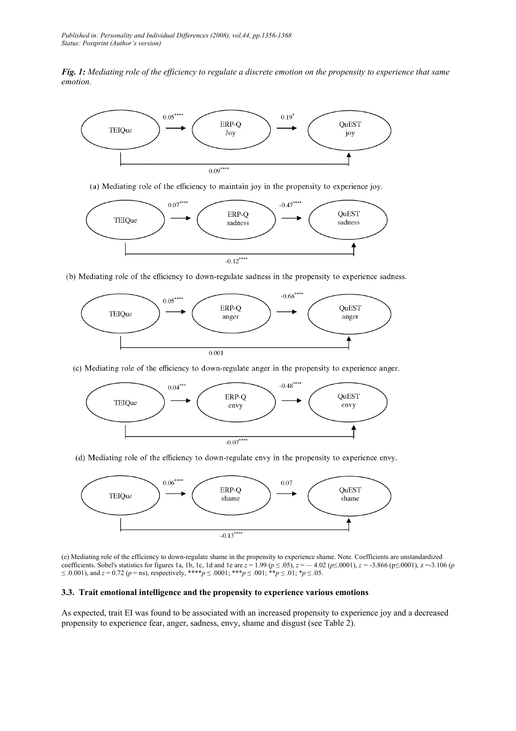*Fig. 1: Mediating role of the efficiency to regulate a discrete emotion on the propensity to experience that same emotion.*

TEIQue → ERP-Q Joy: 0.05****; ERP-Q Joy → QuEST joy: 0.19*; TEIQue → QuEST joy: 0.09****

(a) Mediating role of the efficiency to maintain joy in the propensity to experience joy.

TEIQue → ERP-Q sadness: 0.07****; ERP-Q sadness → QuEST sadness: -0.47****; TEIQue → QuEST sadness: -0.12****

(b) Mediating role of the efficiency to down-regulate sadness in the propensity to experience sadness.

TEIQue → ERP-Q anger: 0.05****; ERP-Q anger → QuEST anger: -0.68****; TEIQue → QuEST anger: 0.001

(c) Mediating role of the efficiency to down-regulate anger in the propensity to experience anger.

TEIQue → ERP-Q envy: 0.04***; ERP-Q envy → QuEST envy: -0.48****; TEIQue → QuEST envy: -0.07****

(d) Mediating role of the efficiency to down-regulate envy in the propensity to experience envy.

TEIQue → ERP-Q shame: 0.06****; ERP-Q shame → QuEST shame: 0.07; TEIQue → QuEST shame: -0.13****

(e) Mediating role of the efficiency to down-regulate shame in the propensity to experience shame. Note. Coefficients are unstandardized coefficients. Sobel's statistics for figures 1a, 1b, 1c, 1d and 1e are $z = 1.99$ ($p \leq .05$), $z = -4.02$ ($p \leq .0001$), $z = -3.866$ ($p \leq .0001$), $z = -3.106$ ($p \leq .0.001$), and $z = 0.72$ ($p$ = ns), respectively, ****$p \leq .0001$; ***$p \leq .001$; **$p \leq .01$; *$p \leq .05$.

### 3.3. Trait emotional intelligence and the propensity to experience various emotions

As expected, trait EI was found to be associated with an increased propensity to experience joy and a decreased propensity to experience fear, anger, sadness, envy, shame and disgust (see Table 2).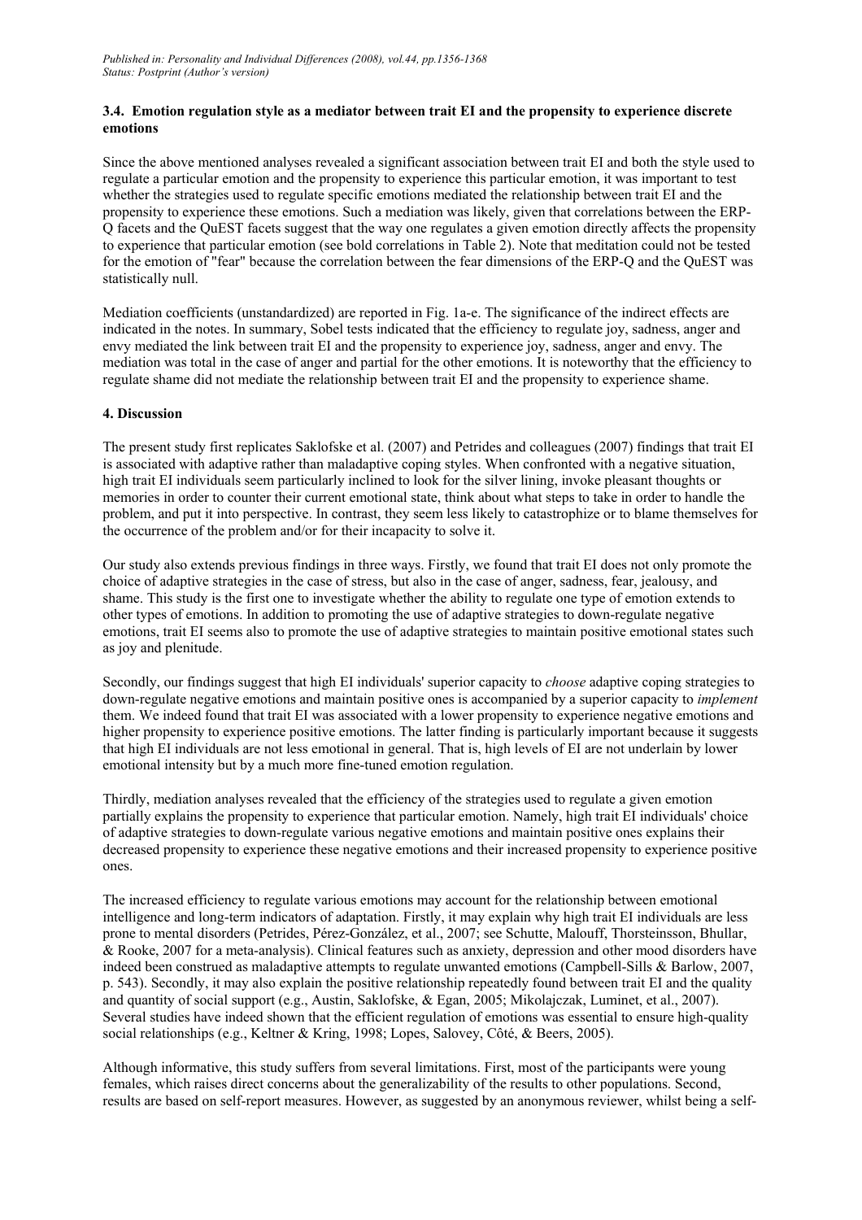### 3.4. Emotion regulation style as a mediator between trait EI and the propensity to experience discrete emotions

Since the above mentioned analyses revealed a significant association between trait EI and both the style used to regulate a particular emotion and the propensity to experience this particular emotion, it was important to test whether the strategies used to regulate specific emotions mediated the relationship between trait EI and the propensity to experience these emotions. Such a mediation was likely, given that correlations between the ERP-Q facets and the QuEST facets suggest that the way one regulates a given emotion directly affects the propensity to experience that particular emotion (see bold correlations in Table 2). Note that meditation could not be tested for the emotion of "fear" because the correlation between the fear dimensions of the ERP-Q and the QuEST was statistically null.

Mediation coefficients (unstandardized) are reported in Fig. 1a-e. The significance of the indirect effects are indicated in the notes. In summary, Sobel tests indicated that the efficiency to regulate joy, sadness, anger and envy mediated the link between trait EI and the propensity to experience joy, sadness, anger and envy. The mediation was total in the case of anger and partial for the other emotions. It is noteworthy that the efficiency to regulate shame did not mediate the relationship between trait EI and the propensity to experience shame.

## 4. Discussion

The present study first replicates Saklofske et al. (2007) and Petrides and colleagues (2007) findings that trait EI is associated with adaptive rather than maladaptive coping styles. When confronted with a negative situation, high trait EI individuals seem particularly inclined to look for the silver lining, invoke pleasant thoughts or memories in order to counter their current emotional state, think about what steps to take in order to handle the problem, and put it into perspective. In contrast, they seem less likely to catastrophize or to blame themselves for the occurrence of the problem and/or for their incapacity to solve it.

Our study also extends previous findings in three ways. Firstly, we found that trait EI does not only promote the choice of adaptive strategies in the case of stress, but also in the case of anger, sadness, fear, jealousy, and shame. This study is the first one to investigate whether the ability to regulate one type of emotion extends to other types of emotions. In addition to promoting the use of adaptive strategies to down-regulate negative emotions, trait EI seems also to promote the use of adaptive strategies to maintain positive emotional states such as joy and plenitude.

Secondly, our findings suggest that high EI individuals' superior capacity to *choose* adaptive coping strategies to down-regulate negative emotions and maintain positive ones is accompanied by a superior capacity to *implement* them. We indeed found that trait EI was associated with a lower propensity to experience negative emotions and higher propensity to experience positive emotions. The latter finding is particularly important because it suggests that high EI individuals are not less emotional in general. That is, high levels of EI are not underlain by lower emotional intensity but by a much more fine-tuned emotion regulation.

Thirdly, mediation analyses revealed that the efficiency of the strategies used to regulate a given emotion partially explains the propensity to experience that particular emotion. Namely, high trait EI individuals' choice of adaptive strategies to down-regulate various negative emotions and maintain positive ones explains their decreased propensity to experience these negative emotions and their increased propensity to experience positive ones.

The increased efficiency to regulate various emotions may account for the relationship between emotional intelligence and long-term indicators of adaptation. Firstly, it may explain why high trait EI individuals are less prone to mental disorders (Petrides, Pérez-González, et al., 2007; see Schutte, Malouff, Thorsteinsson, Bhullar, & Rooke, 2007 for a meta-analysis). Clinical features such as anxiety, depression and other mood disorders have indeed been construed as maladaptive attempts to regulate unwanted emotions (Campbell-Sills & Barlow, 2007, p. 543). Secondly, it may also explain the positive relationship repeatedly found between trait EI and the quality and quantity of social support (e.g., Austin, Saklofske, & Egan, 2005; Mikolajczak, Luminet, et al., 2007). Several studies have indeed shown that the efficient regulation of emotions was essential to ensure high-quality social relationships (e.g., Keltner & Kring, 1998; Lopes, Salovey, Côté, & Beers, 2005).

Although informative, this study suffers from several limitations. First, most of the participants were young females, which raises direct concerns about the generalizability of the results to other populations. Second, results are based on self-report measures. However, as suggested by an anonymous reviewer, whilst being a self-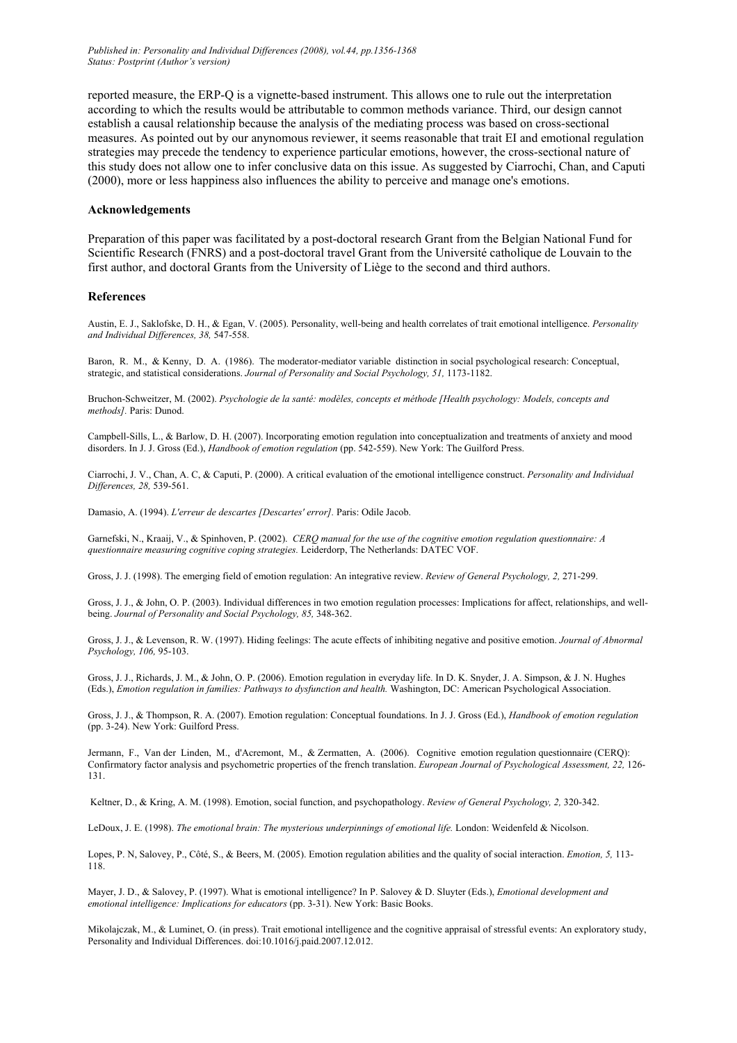reported measure, the ERP-Q is a vignette-based instrument. This allows one to rule out the interpretation according to which the results would be attributable to common methods variance. Third, our design cannot establish a causal relationship because the analysis of the mediating process was based on cross-sectional measures. As pointed out by our anynomous reviewer, it seems reasonable that trait EI and emotional regulation strategies may precede the tendency to experience particular emotions, however, the cross-sectional nature of this study does not allow one to infer conclusive data on this issue. As suggested by Ciarrochi, Chan, and Caputi (2000), more or less happiness also influences the ability to perceive and manage one's emotions.

### Acknowledgements

Preparation of this paper was facilitated by a post-doctoral research Grant from the Belgian National Fund for Scientific Research (FNRS) and a post-doctoral travel Grant from the Université catholique de Louvain to the first author, and doctoral Grants from the University of Liège to the second and third authors.

### References

Austin, E. J., Saklofske, D. H., & Egan, V. (2005). Personality, well-being and health correlates of trait emotional intelligence. *Personality and Individual Differences, 38,* 547-558.

Baron, R. M., & Kenny, D. A. (1986). The moderator-mediator variable distinction in social psychological research: Conceptual, strategic, and statistical considerations. *Journal of Personality and Social Psychology, 51,* 1173-1182.

Bruchon-Schweitzer, M. (2002). *Psychologie de la santé: modèles, concepts et méthode [Health psychology: Models, concepts and methods].* Paris: Dunod.

Campbell-Sills, L., & Barlow, D. H. (2007). Incorporating emotion regulation into conceptualization and treatments of anxiety and mood disorders. In J. J. Gross (Ed.), *Handbook of emotion regulation* (pp. 542-559). New York: The Guilford Press.

Ciarrochi, J. V., Chan, A. C, & Caputi, P. (2000). A critical evaluation of the emotional intelligence construct. *Personality and Individual Differences, 28,* 539-561.

Damasio, A. (1994). *L'erreur de descartes [Descartes' error].* Paris: Odile Jacob.

Garnefski, N., Kraaij, V., & Spinhoven, P. (2002). *CERQ manual for the use of the cognitive emotion regulation questionnaire: A questionnaire measuring cognitive coping strategies.* Leiderdorp, The Netherlands: DATEC VOF.

Gross, J. J. (1998). The emerging field of emotion regulation: An integrative review. *Review of General Psychology, 2,* 271-299.

Gross, J. J., & John, O. P. (2003). Individual differences in two emotion regulation processes: Implications for affect, relationships, and well-being. *Journal of Personality and Social Psychology, 85,* 348-362.

Gross, J. J., & Levenson, R. W. (1997). Hiding feelings: The acute effects of inhibiting negative and positive emotion. *Journal of Abnormal Psychology, 106,* 95-103.

Gross, J. J., Richards, J. M., & John, O. P. (2006). Emotion regulation in everyday life. In D. K. Snyder, J. A. Simpson, & J. N. Hughes (Eds.), *Emotion regulation in families: Pathways to dysfunction and health.* Washington, DC: American Psychological Association.

Gross, J. J., & Thompson, R. A. (2007). Emotion regulation: Conceptual foundations. In J. J. Gross (Ed.), *Handbook of emotion regulation* (pp. 3-24). New York: Guilford Press.

Jermann, F., Van der Linden, M., d'Acremont, M., & Zermatten, A. (2006). Cognitive emotion regulation questionnaire (CERQ): Confirmatory factor analysis and psychometric properties of the french translation. *European Journal of Psychological Assessment, 22,* 126-131.

Keltner, D., & Kring, A. M. (1998). Emotion, social function, and psychopathology. *Review of General Psychology, 2,* 320-342.

LeDoux, J. E. (1998). *The emotional brain: The mysterious underpinnings of emotional life.* London: Weidenfeld & Nicolson.

Lopes, P. N, Salovey, P., Côté, S., & Beers, M. (2005). Emotion regulation abilities and the quality of social interaction. *Emotion, 5,* 113-118.

Mayer, J. D., & Salovey, P. (1997). What is emotional intelligence? In P. Salovey & D. Sluyter (Eds.), *Emotional development and emotional intelligence: Implications for educators* (pp. 3-31). New York: Basic Books.

Mikolajczak, M., & Luminet, O. (in press). Trait emotional intelligence and the cognitive appraisal of stressful events: An exploratory study, Personality and Individual Differences. doi:10.1016/j.paid.2007.12.012.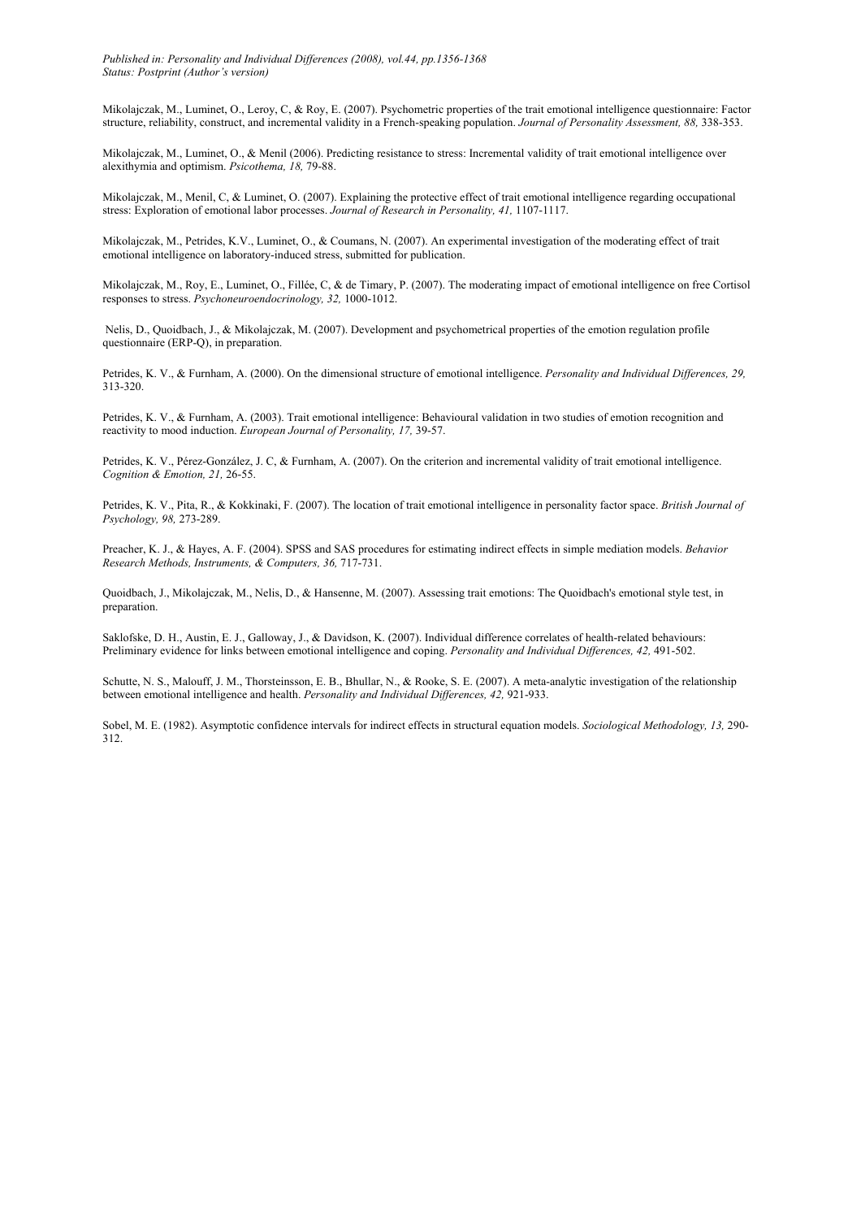Mikolajczak, M., Luminet, O., Leroy, C, & Roy, E. (2007). Psychometric properties of the trait emotional intelligence questionnaire: Factor structure, reliability, construct, and incremental validity in a French-speaking population. *Journal of Personality Assessment, 88,* 338-353.

Mikolajczak, M., Luminet, O., & Menil (2006). Predicting resistance to stress: Incremental validity of trait emotional intelligence over alexithymia and optimism. *Psicothema, 18,* 79-88.

Mikolajczak, M., Menil, C, & Luminet, O. (2007). Explaining the protective effect of trait emotional intelligence regarding occupational stress: Exploration of emotional labor processes. *Journal of Research in Personality, 41,* 1107-1117.

Mikolajczak, M., Petrides, K.V., Luminet, O., & Coumans, N. (2007). An experimental investigation of the moderating effect of trait emotional intelligence on laboratory-induced stress, submitted for publication.

Mikolajczak, M., Roy, E., Luminet, O., Fillée, C, & de Timary, P. (2007). The moderating impact of emotional intelligence on free Cortisol responses to stress. *Psychoneuroendocrinology, 32,* 1000-1012.

Nelis, D., Quoidbach, J., & Mikolajczak, M. (2007). Development and psychometrical properties of the emotion regulation profile questionnaire (ERP-Q), in preparation.

Petrides, K. V., & Furnham, A. (2000). On the dimensional structure of emotional intelligence. *Personality and Individual Differences, 29,* 313-320.

Petrides, K. V., & Furnham, A. (2003). Trait emotional intelligence: Behavioural validation in two studies of emotion recognition and reactivity to mood induction. *European Journal of Personality, 17,* 39-57.

Petrides, K. V., Pérez-González, J. C, & Furnham, A. (2007). On the criterion and incremental validity of trait emotional intelligence. *Cognition & Emotion, 21,* 26-55.

Petrides, K. V., Pita, R., & Kokkinaki, F. (2007). The location of trait emotional intelligence in personality factor space. *British Journal of Psychology, 98,* 273-289.

Preacher, K. J., & Hayes, A. F. (2004). SPSS and SAS procedures for estimating indirect effects in simple mediation models. *Behavior Research Methods, Instruments, & Computers, 36,* 717-731.

Quoidbach, J., Mikolajczak, M., Nelis, D., & Hansenne, M. (2007). Assessing trait emotions: The Quoidbach's emotional style test, in preparation.

Saklofske, D. H., Austin, E. J., Galloway, J., & Davidson, K. (2007). Individual difference correlates of health-related behaviours: Preliminary evidence for links between emotional intelligence and coping. *Personality and Individual Differences, 42,* 491-502.

Schutte, N. S., Malouff, J. M., Thorsteinsson, E. B., Bhullar, N., & Rooke, S. E. (2007). A meta-analytic investigation of the relationship between emotional intelligence and health. *Personality and Individual Differences, 42,* 921-933.

Sobel, M. E. (1982). Asymptotic confidence intervals for indirect effects in structural equation models. *Sociological Methodology, 13,* 290-312.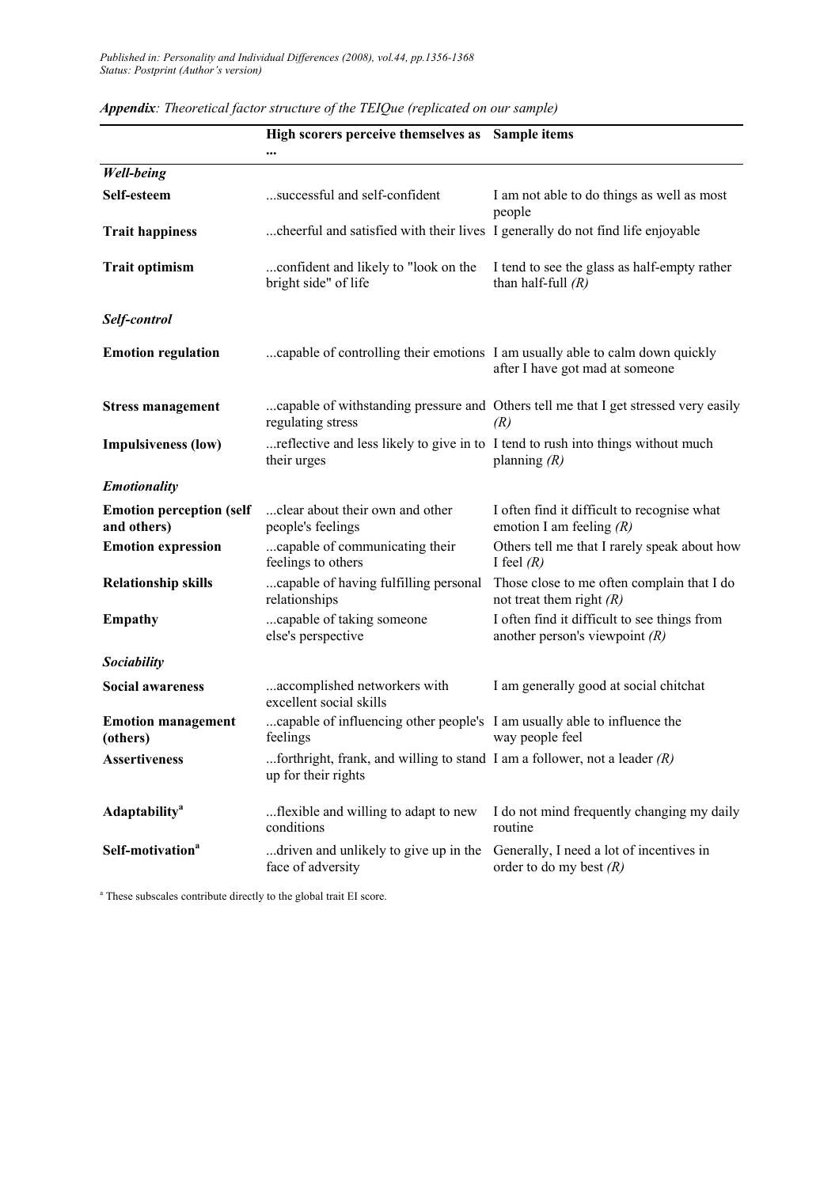*Published in: Personality and Individual Differences (2008), vol.44, pp.1356-1368*
*Status: Postprint (Author's version)*

***Appendix**: Theoretical factor structure of the TEIQue (replicated on our sample)*

| | High scorers perceive themselves as ... | Sample items |
|---|---|---|
| ***Well-being*** | | |
| **Self-esteem** | ...successful and self-confident | I am not able to do things as well as most people |
| **Trait happiness** | ...cheerful and satisfied with their lives | I generally do not find life enjoyable |
| **Trait optimism** | ...confident and likely to "look on the bright side" of life | I tend to see the glass as half-empty rather than half-full *(R)* |
| ***Self-control*** | | |
| **Emotion regulation** | ...capable of controlling their emotions | I am usually able to calm down quickly after I have got mad at someone |
| **Stress management** | ...capable of withstanding pressure and regulating stress | Others tell me that I get stressed very easily *(R)* |
| **Impulsiveness (low)** | ...reflective and less likely to give in to their urges | I tend to rush into things without much planning *(R)* |
| ***Emotionality*** | | |
| **Emotion perception (self and others)** | ...clear about their own and other people's feelings | I often find it difficult to recognise what emotion I am feeling *(R)* |
| **Emotion expression** | ...capable of communicating their feelings to others | Others tell me that I rarely speak about how I feel *(R)* |
| **Relationship skills** | ...capable of having fulfilling personal relationships | Those close to me often complain that I do not treat them right *(R)* |
| **Empathy** | ...capable of taking someone else's perspective | I often find it difficult to see things from another person's viewpoint *(R)* |
| ***Sociability*** | | |
| **Social awareness** | ...accomplished networkers with excellent social skills | I am generally good at social chitchat |
| **Emotion management (others)** | ...capable of influencing other people's feelings | I am usually able to influence the way people feel |
| **Assertiveness** | ...forthright, frank, and willing to stand up for their rights | I am a follower, not a leader *(R)* |
| **Adaptability**[a] | ...flexible and willing to adapt to new conditions | I do not mind frequently changing my daily routine |
| **Self-motivation**[a] | ...driven and unlikely to give up in the face of adversity | Generally, I need a lot of incentives in order to do my best *(R)* |

[a] These subscales contribute directly to the global trait EI score.